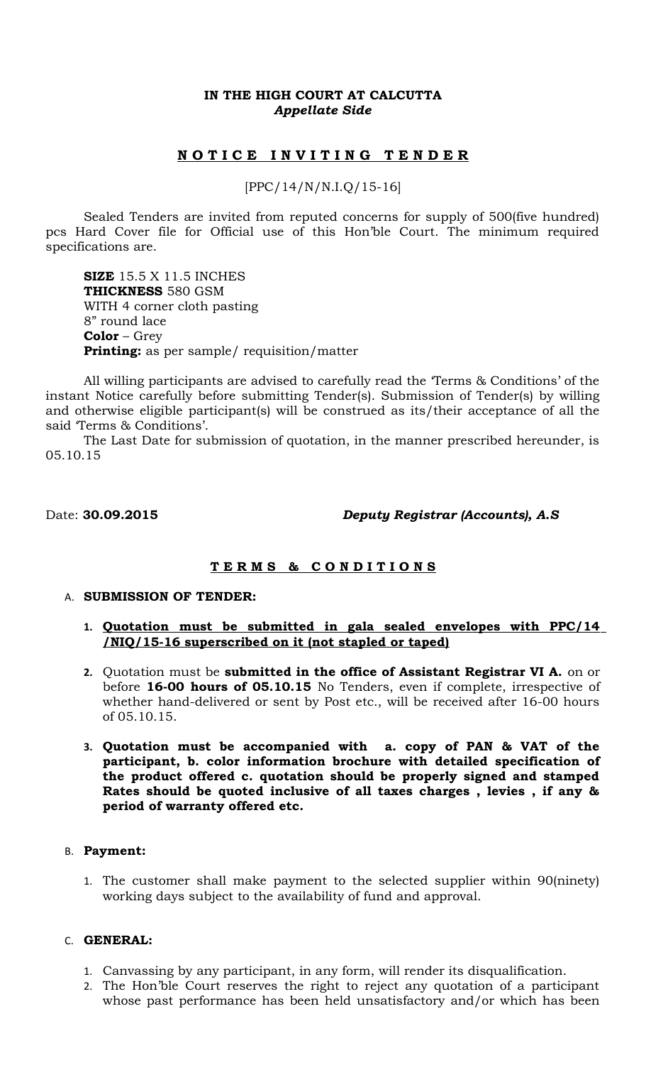**IN THE HIGH COURT AT CALCUTTA**
***Appellate Side***

# N O T I C E   I N V I T I N G   T E N D E R

[PPC/14/N/N.I.Q/15-16]

Sealed Tenders are invited from reputed concerns for supply of 500(five hundred) pcs Hard Cover file for Official use of this Hon'ble Court. The minimum required specifications are.

**SIZE** 15.5 X 11.5 INCHES
**THICKNESS** 580 GSM
WITH 4 corner cloth pasting
8" round lace
**Color** – Grey
**Printing:** as per sample/ requisition/matter

All willing participants are advised to carefully read the 'Terms & Conditions' of the instant Notice carefully before submitting Tender(s). Submission of Tender(s) by willing and otherwise eligible participant(s) will be construed as its/their acceptance of all the said 'Terms & Conditions'.

The Last Date for submission of quotation, in the manner prescribed hereunder, is 05.10.15

Date: **30.09.2015** ***Deputy Registrar (Accounts), A.S***

## T E R M S   &   C O N D I T I O N S

A. **SUBMISSION OF TENDER:**

1. **Quotation must be submitted in gala sealed envelopes with PPC/14 /NIQ/15-16 superscribed on it (not stapled or taped)**
2. Quotation must be **submitted in the office of Assistant Registrar VI A.** on or before **16-00 hours of 05.10.15** No Tenders, even if complete, irrespective of whether hand-delivered or sent by Post etc., will be received after 16-00 hours of 05.10.15.
3. **Quotation must be accompanied with a. copy of PAN & VAT of the participant, b. color information brochure with detailed specification of the product offered c. quotation should be properly signed and stamped Rates should be quoted inclusive of all taxes charges , levies , if any & period of warranty offered etc.**

B. **Payment:**

1. The customer shall make payment to the selected supplier within 90(ninety) working days subject to the availability of fund and approval.

C. **GENERAL:**

1. Canvassing by any participant, in any form, will render its disqualification.
2. The Hon'ble Court reserves the right to reject any quotation of a participant whose past performance has been held unsatisfactory and/or which has been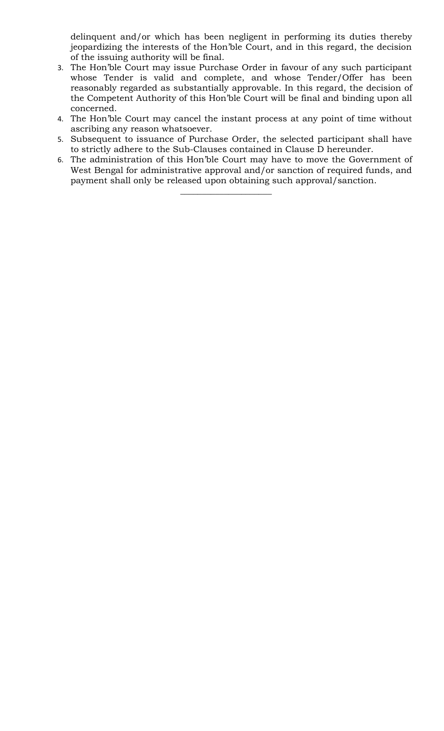delinquent and/or which has been negligent in performing its duties thereby jeopardizing the interests of the Hon'ble Court, and in this regard, the decision of the issuing authority will be final.

3. The Hon'ble Court may issue Purchase Order in favour of any such participant whose Tender is valid and complete, and whose Tender/Offer has been reasonably regarded as substantially approvable. In this regard, the decision of the Competent Authority of this Hon'ble Court will be final and binding upon all concerned.
4. The Hon'ble Court may cancel the instant process at any point of time without ascribing any reason whatsoever.
5. Subsequent to issuance of Purchase Order, the selected participant shall have to strictly adhere to the Sub-Clauses contained in Clause D hereunder.
6. The administration of this Hon'ble Court may have to move the Government of West Bengal for administrative approval and/or sanction of required funds, and payment shall only be released upon obtaining such approval/sanction.

---